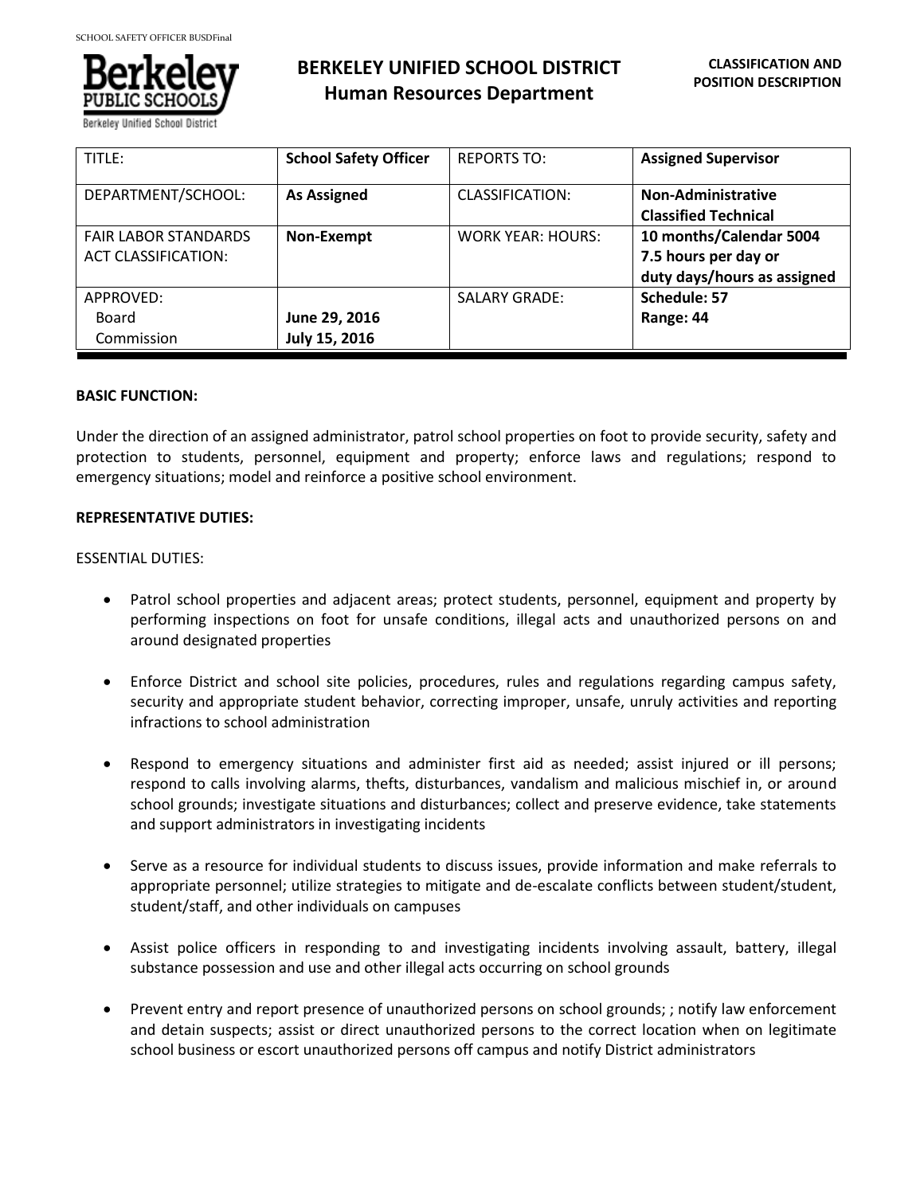# BERKELEY UNIFIED SCHOOL DISTRICT
## Human Resources Department

**CLASSIFICATION AND POSITION DESCRIPTION**

| TITLE: | **School Safety Officer** | REPORTS TO: | **Assigned Supervisor** |
|---|---|---|---|
| DEPARTMENT/SCHOOL: | **As Assigned** | CLASSIFICATION: | **Non-Administrative Classified Technical** |
| FAIR LABOR STANDARDS ACT CLASSIFICATION: | **Non-Exempt** | WORK YEAR: HOURS: | **10 months/Calendar 5004 7.5 hours per day or duty days/hours as assigned** |
| APPROVED: Board Commission | **June 29, 2016 July 15, 2016** | SALARY GRADE: | **Schedule: 57 Range: 44** |

**BASIC FUNCTION:**

Under the direction of an assigned administrator, patrol school properties on foot to provide security, safety and protection to students, personnel, equipment and property; enforce laws and regulations; respond to emergency situations; model and reinforce a positive school environment.

**REPRESENTATIVE DUTIES:**

ESSENTIAL DUTIES:

- Patrol school properties and adjacent areas; protect students, personnel, equipment and property by performing inspections on foot for unsafe conditions, illegal acts and unauthorized persons on and around designated properties
- Enforce District and school site policies, procedures, rules and regulations regarding campus safety, security and appropriate student behavior, correcting improper, unsafe, unruly activities and reporting infractions to school administration
- Respond to emergency situations and administer first aid as needed; assist injured or ill persons; respond to calls involving alarms, thefts, disturbances, vandalism and malicious mischief in, or around school grounds; investigate situations and disturbances; collect and preserve evidence, take statements and support administrators in investigating incidents
- Serve as a resource for individual students to discuss issues, provide information and make referrals to appropriate personnel; utilize strategies to mitigate and de-escalate conflicts between student/student, student/staff, and other individuals on campuses
- Assist police officers in responding to and investigating incidents involving assault, battery, illegal substance possession and use and other illegal acts occurring on school grounds
- Prevent entry and report presence of unauthorized persons on school grounds; ; notify law enforcement and detain suspects; assist or direct unauthorized persons to the correct location when on legitimate school business or escort unauthorized persons off campus and notify District administrators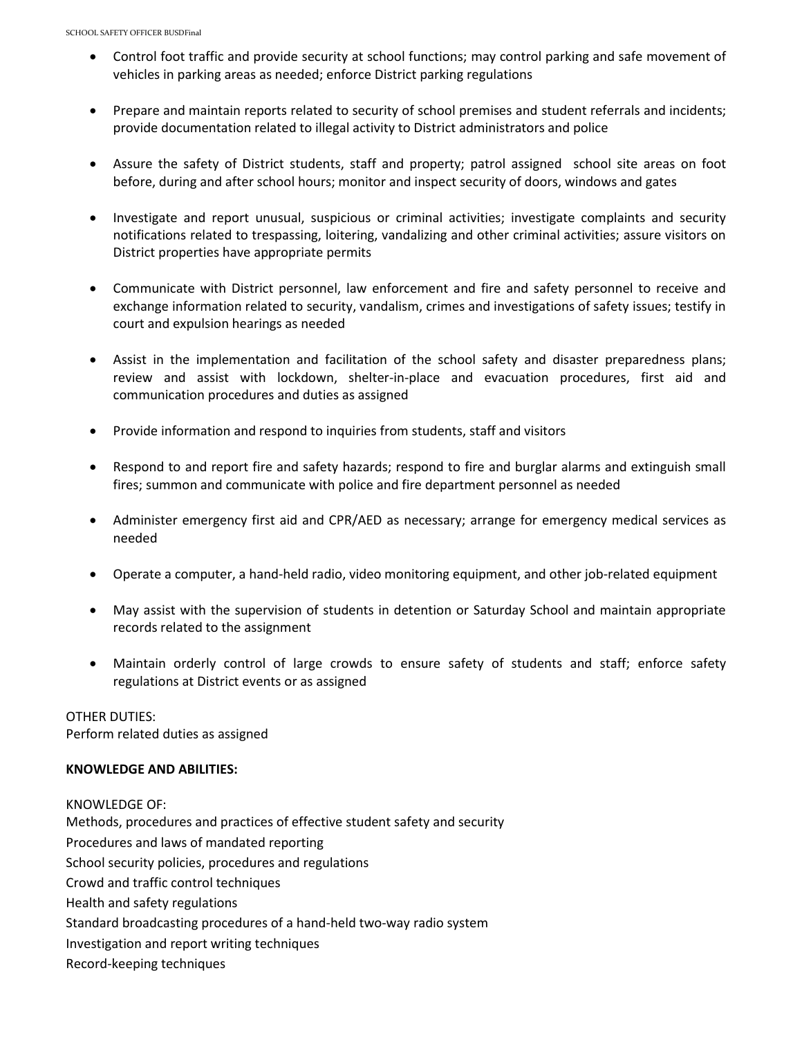- Control foot traffic and provide security at school functions; may control parking and safe movement of vehicles in parking areas as needed; enforce District parking regulations

- Prepare and maintain reports related to security of school premises and student referrals and incidents; provide documentation related to illegal activity to District administrators and police

- Assure the safety of District students, staff and property; patrol assigned school site areas on foot before, during and after school hours; monitor and inspect security of doors, windows and gates

- Investigate and report unusual, suspicious or criminal activities; investigate complaints and security notifications related to trespassing, loitering, vandalizing and other criminal activities; assure visitors on District properties have appropriate permits

- Communicate with District personnel, law enforcement and fire and safety personnel to receive and exchange information related to security, vandalism, crimes and investigations of safety issues; testify in court and expulsion hearings as needed

- Assist in the implementation and facilitation of the school safety and disaster preparedness plans; review and assist with lockdown, shelter-in-place and evacuation procedures, first aid and communication procedures and duties as assigned

- Provide information and respond to inquiries from students, staff and visitors

- Respond to and report fire and safety hazards; respond to fire and burglar alarms and extinguish small fires; summon and communicate with police and fire department personnel as needed

- Administer emergency first aid and CPR/AED as necessary; arrange for emergency medical services as needed

- Operate a computer, a hand-held radio, video monitoring equipment, and other job-related equipment

- May assist with the supervision of students in detention or Saturday School and maintain appropriate records related to the assignment

- Maintain orderly control of large crowds to ensure safety of students and staff; enforce safety regulations at District events or as assigned

OTHER DUTIES:
Perform related duties as assigned

**KNOWLEDGE AND ABILITIES:**

KNOWLEDGE OF:
Methods, procedures and practices of effective student safety and security
Procedures and laws of mandated reporting
School security policies, procedures and regulations
Crowd and traffic control techniques
Health and safety regulations
Standard broadcasting procedures of a hand-held two-way radio system
Investigation and report writing techniques
Record-keeping techniques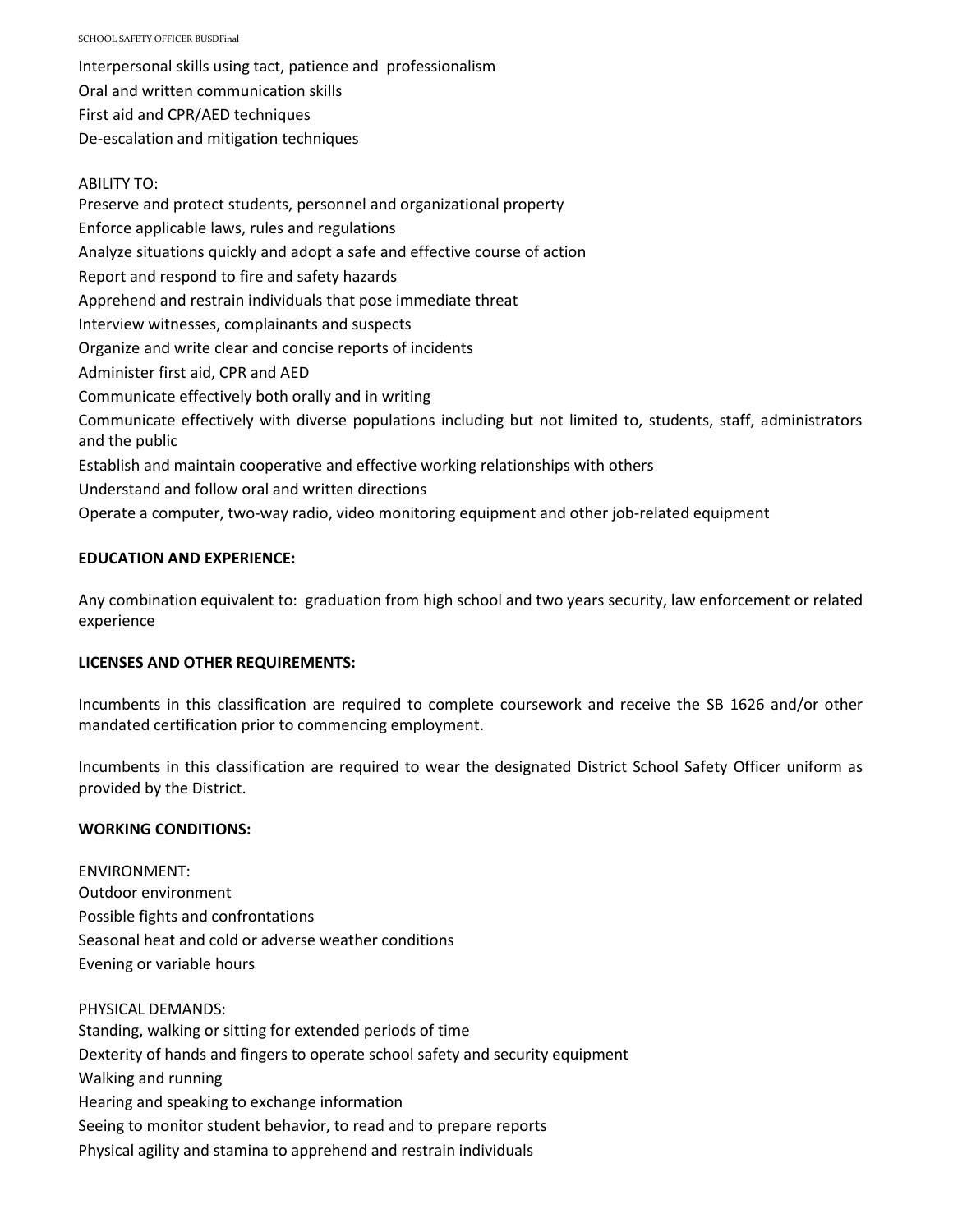Interpersonal skills using tact, patience and professionalism
Oral and written communication skills
First aid and CPR/AED techniques
De-escalation and mitigation techniques

ABILITY TO:
Preserve and protect students, personnel and organizational property
Enforce applicable laws, rules and regulations
Analyze situations quickly and adopt a safe and effective course of action
Report and respond to fire and safety hazards
Apprehend and restrain individuals that pose immediate threat
Interview witnesses, complainants and suspects
Organize and write clear and concise reports of incidents
Administer first aid, CPR and AED
Communicate effectively both orally and in writing
Communicate effectively with diverse populations including but not limited to, students, staff, administrators and the public
Establish and maintain cooperative and effective working relationships with others
Understand and follow oral and written directions
Operate a computer, two-way radio, video monitoring equipment and other job-related equipment

**EDUCATION AND EXPERIENCE:**

Any combination equivalent to: graduation from high school and two years security, law enforcement or related experience

**LICENSES AND OTHER REQUIREMENTS:**

Incumbents in this classification are required to complete coursework and receive the SB 1626 and/or other mandated certification prior to commencing employment.

Incumbents in this classification are required to wear the designated District School Safety Officer uniform as provided by the District.

**WORKING CONDITIONS:**

ENVIRONMENT:
Outdoor environment
Possible fights and confrontations
Seasonal heat and cold or adverse weather conditions
Evening or variable hours

PHYSICAL DEMANDS:
Standing, walking or sitting for extended periods of time
Dexterity of hands and fingers to operate school safety and security equipment
Walking and running
Hearing and speaking to exchange information
Seeing to monitor student behavior, to read and to prepare reports
Physical agility and stamina to apprehend and restrain individuals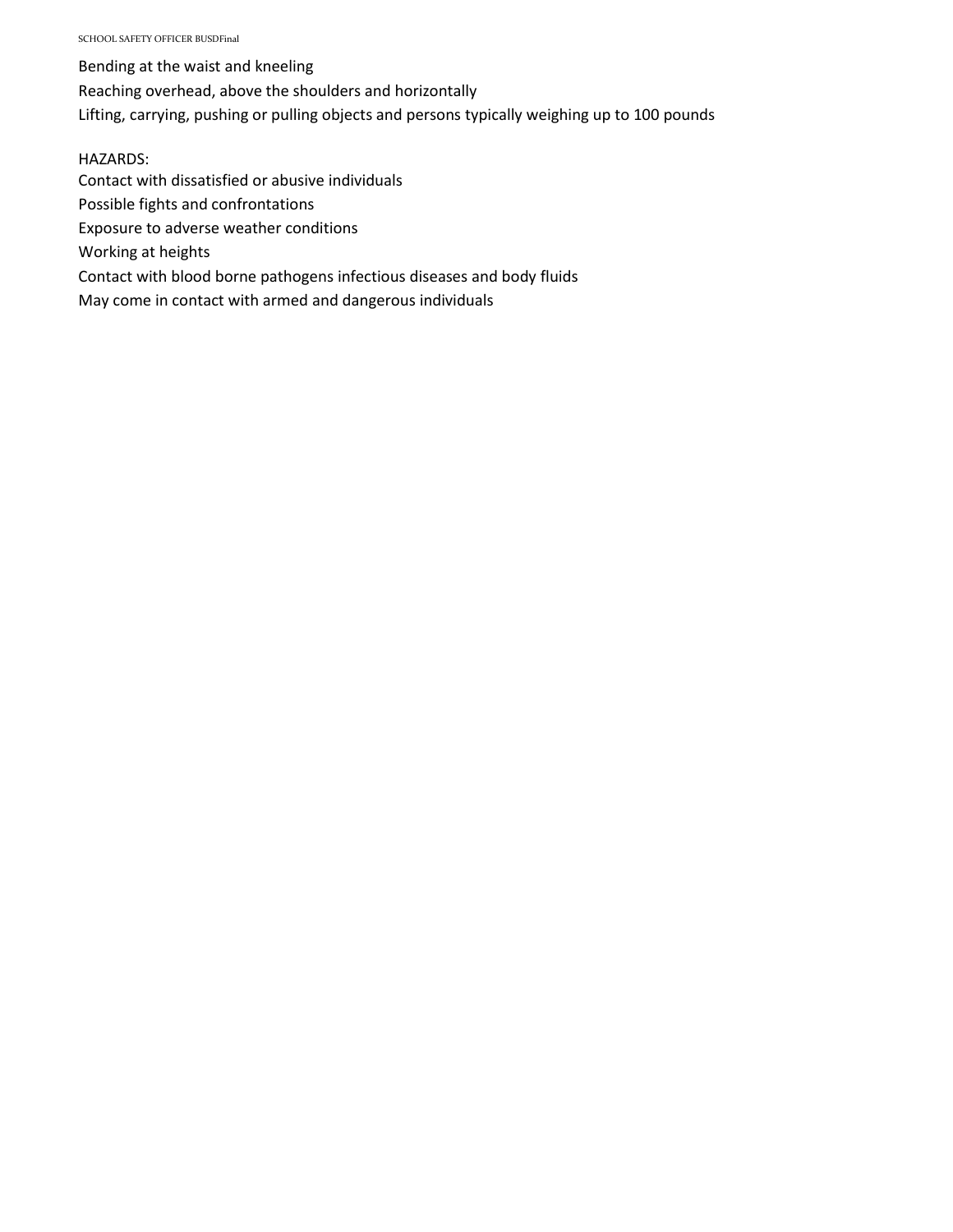Bending at the waist and kneeling
Reaching overhead, above the shoulders and horizontally
Lifting, carrying, pushing or pulling objects and persons typically weighing up to 100 pounds

HAZARDS:
Contact with dissatisfied or abusive individuals
Possible fights and confrontations
Exposure to adverse weather conditions
Working at heights
Contact with blood borne pathogens infectious diseases and body fluids
May come in contact with armed and dangerous individuals